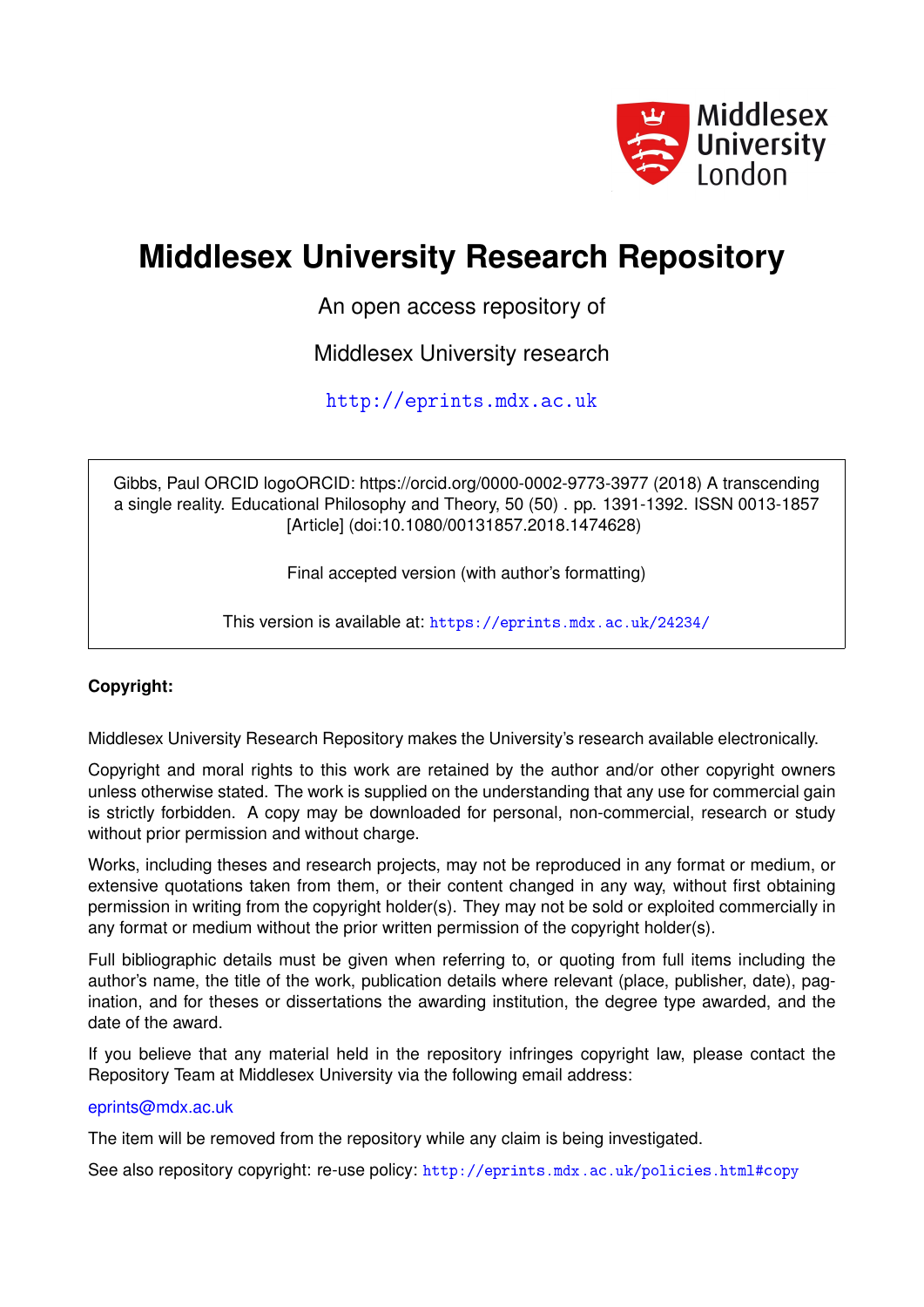Middlesex University London

# Middlesex University Research Repository

An open access repository of

Middlesex University research

http://eprints.mdx.ac.uk

Gibbs, Paul ORCID logoORCID: https://orcid.org/0000-0002-9773-3977 (2018) A transcending a single reality. Educational Philosophy and Theory, 50 (50) . pp. 1391-1392. ISSN 0013-1857 [Article] (doi:10.1080/00131857.2018.1474628)

Final accepted version (with author's formatting)

This version is available at: https://eprints.mdx.ac.uk/24234/

**Copyright:**

Middlesex University Research Repository makes the University's research available electronically.

Copyright and moral rights to this work are retained by the author and/or other copyright owners unless otherwise stated. The work is supplied on the understanding that any use for commercial gain is strictly forbidden. A copy may be downloaded for personal, non-commercial, research or study without prior permission and without charge.

Works, including theses and research projects, may not be reproduced in any format or medium, or extensive quotations taken from them, or their content changed in any way, without first obtaining permission in writing from the copyright holder(s). They may not be sold or exploited commercially in any format or medium without the prior written permission of the copyright holder(s).

Full bibliographic details must be given when referring to, or quoting from full items including the author's name, the title of the work, publication details where relevant (place, publisher, date), pagination, and for theses or dissertations the awarding institution, the degree type awarded, and the date of the award.

If you believe that any material held in the repository infringes copyright law, please contact the Repository Team at Middlesex University via the following email address:

eprints@mdx.ac.uk

The item will be removed from the repository while any claim is being investigated.

See also repository copyright: re-use policy: http://eprints.mdx.ac.uk/policies.html#copy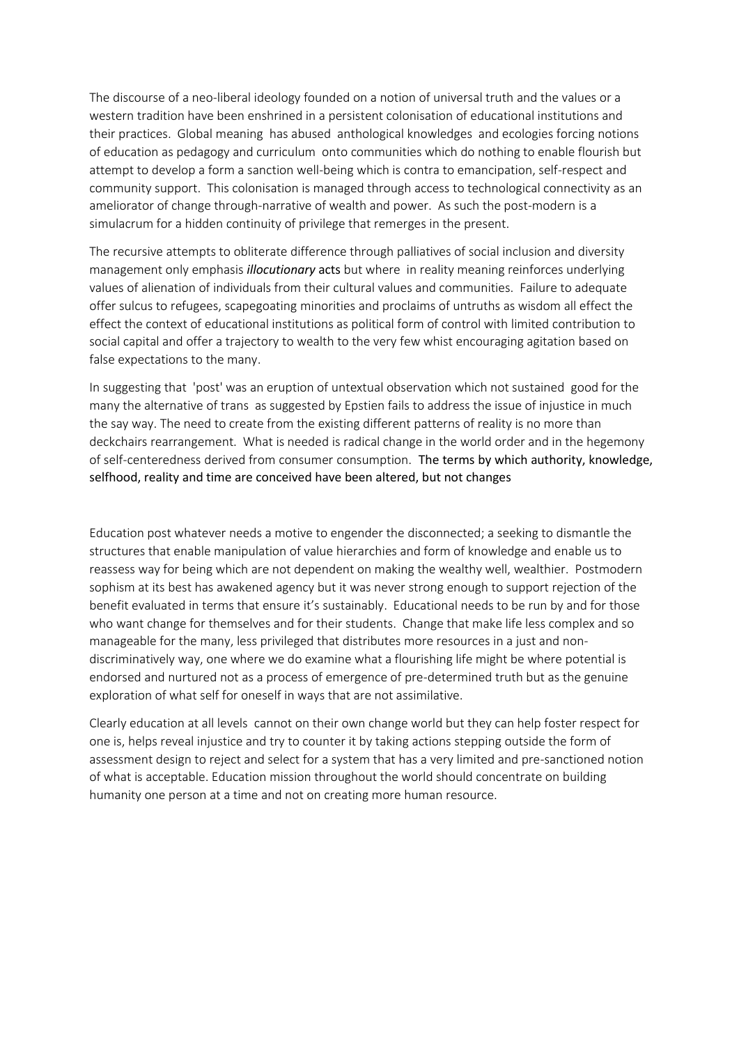The discourse of a neo-liberal ideology founded on a notion of universal truth and the values or a western tradition have been enshrined in a persistent colonisation of educational institutions and their practices. Global meaning has abused anthological knowledges and ecologies forcing notions of education as pedagogy and curriculum onto communities which do nothing to enable flourish but attempt to develop a form a sanction well-being which is contra to emancipation, self-respect and community support. This colonisation is managed through access to technological connectivity as an ameliorator of change through-narrative of wealth and power. As such the post-modern is a simulacrum for a hidden continuity of privilege that remerges in the present.

The recursive attempts to obliterate difference through palliatives of social inclusion and diversity management only emphasis ***illocutionary*** acts but where in reality meaning reinforces underlying values of alienation of individuals from their cultural values and communities. Failure to adequate offer sulcus to refugees, scapegoating minorities and proclaims of untruths as wisdom all effect the effect the context of educational institutions as political form of control with limited contribution to social capital and offer a trajectory to wealth to the very few whist encouraging agitation based on false expectations to the many.

In suggesting that 'post' was an eruption of untextual observation which not sustained good for the many the alternative of trans as suggested by Epstien fails to address the issue of injustice in much the say way. The need to create from the existing different patterns of reality is no more than deckchairs rearrangement. What is needed is radical change in the world order and in the hegemony of self-centeredness derived from consumer consumption. The terms by which authority, knowledge, selfhood, reality and time are conceived have been altered, but not changes

Education post whatever needs a motive to engender the disconnected; a seeking to dismantle the structures that enable manipulation of value hierarchies and form of knowledge and enable us to reassess way for being which are not dependent on making the wealthy well, wealthier. Postmodern sophism at its best has awakened agency but it was never strong enough to support rejection of the benefit evaluated in terms that ensure it's sustainably. Educational needs to be run by and for those who want change for themselves and for their students. Change that make life less complex and so manageable for the many, less privileged that distributes more resources in a just and non-discriminatively way, one where we do examine what a flourishing life might be where potential is endorsed and nurtured not as a process of emergence of pre-determined truth but as the genuine exploration of what self for oneself in ways that are not assimilative.

Clearly education at all levels cannot on their own change world but they can help foster respect for one is, helps reveal injustice and try to counter it by taking actions stepping outside the form of assessment design to reject and select for a system that has a very limited and pre-sanctioned notion of what is acceptable. Education mission throughout the world should concentrate on building humanity one person at a time and not on creating more human resource.